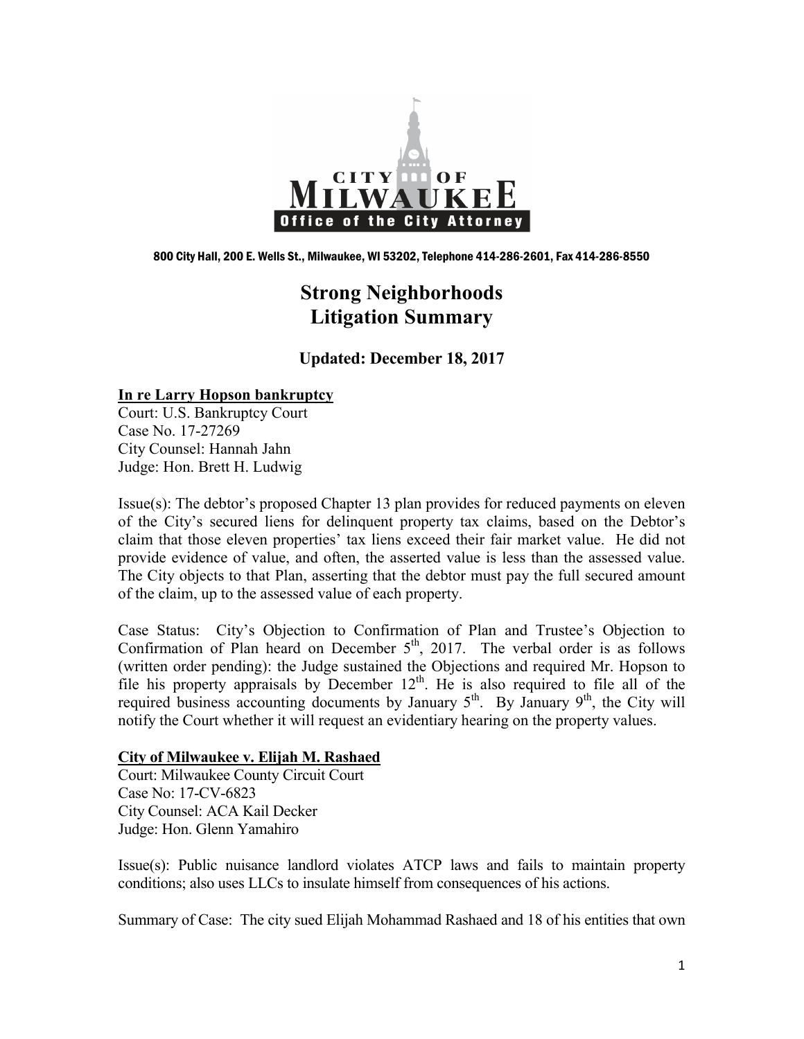CITY OF MILWAUKEE
Office of the City Attorney

800 City Hall, 200 E. Wells St., Milwaukee, WI 53202, Telephone 414-286-2601, Fax 414-286-8550

# Strong Neighborhoods Litigation Summary

## Updated: December 18, 2017

**In re Larry Hopson bankruptcy**
Court: U.S. Bankruptcy Court
Case No. 17-27269
City Counsel: Hannah Jahn
Judge: Hon. Brett H. Ludwig

Issue(s): The debtor's proposed Chapter 13 plan provides for reduced payments on eleven of the City's secured liens for delinquent property tax claims, based on the Debtor's claim that those eleven properties' tax liens exceed their fair market value. He did not provide evidence of value, and often, the asserted value is less than the assessed value. The City objects to that Plan, asserting that the debtor must pay the full secured amount of the claim, up to the assessed value of each property.

Case Status: City's Objection to Confirmation of Plan and Trustee's Objection to Confirmation of Plan heard on December 5th, 2017. The verbal order is as follows (written order pending): the Judge sustained the Objections and required Mr. Hopson to file his property appraisals by December 12th. He is also required to file all of the required business accounting documents by January 5th. By January 9th, the City will notify the Court whether it will request an evidentiary hearing on the property values.

**City of Milwaukee v. Elijah M. Rashaed**
Court: Milwaukee County Circuit Court
Case No: 17-CV-6823
City Counsel: ACA Kail Decker
Judge: Hon. Glenn Yamahiro

Issue(s): Public nuisance landlord violates ATCP laws and fails to maintain property conditions; also uses LLCs to insulate himself from consequences of his actions.

Summary of Case: The city sued Elijah Mohammad Rashaed and 18 of his entities that own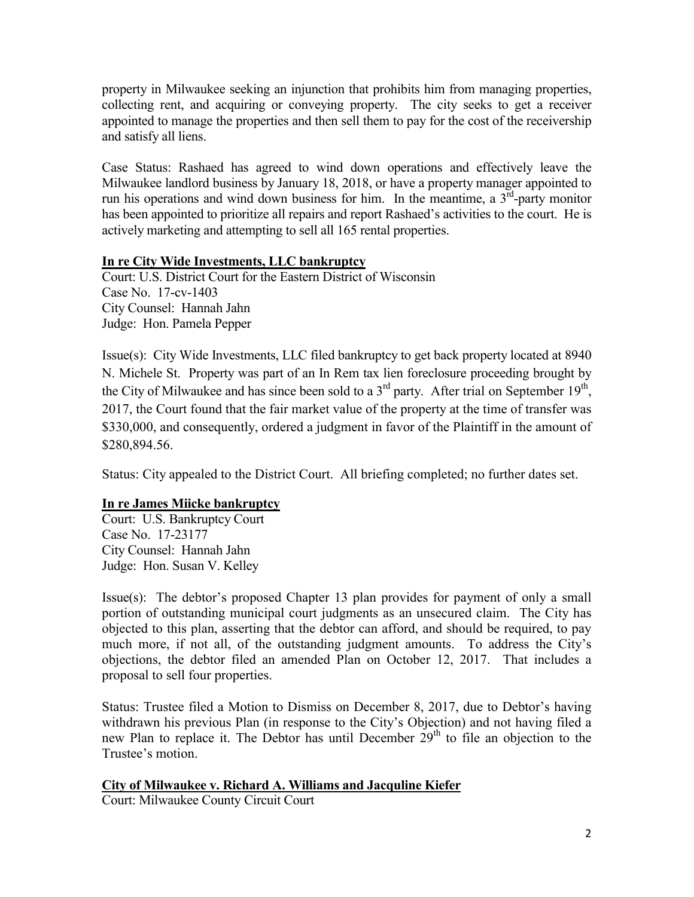property in Milwaukee seeking an injunction that prohibits him from managing properties, collecting rent, and acquiring or conveying property. The city seeks to get a receiver appointed to manage the properties and then sell them to pay for the cost of the receivership and satisfy all liens.

Case Status: Rashaed has agreed to wind down operations and effectively leave the Milwaukee landlord business by January 18, 2018, or have a property manager appointed to run his operations and wind down business for him. In the meantime, a 3rd-party monitor has been appointed to prioritize all repairs and report Rashaed's activities to the court. He is actively marketing and attempting to sell all 165 rental properties.

**In re City Wide Investments, LLC bankruptcy**
Court: U.S. District Court for the Eastern District of Wisconsin
Case No. 17-cv-1403
City Counsel: Hannah Jahn
Judge: Hon. Pamela Pepper

Issue(s): City Wide Investments, LLC filed bankruptcy to get back property located at 8940 N. Michele St. Property was part of an In Rem tax lien foreclosure proceeding brought by the City of Milwaukee and has since been sold to a 3rd party. After trial on September 19th, 2017, the Court found that the fair market value of the property at the time of transfer was $330,000, and consequently, ordered a judgment in favor of the Plaintiff in the amount of $280,894.56.

Status: City appealed to the District Court. All briefing completed; no further dates set.

**In re James Miicke bankruptcy**
Court: U.S. Bankruptcy Court
Case No. 17-23177
City Counsel: Hannah Jahn
Judge: Hon. Susan V. Kelley

Issue(s): The debtor's proposed Chapter 13 plan provides for payment of only a small portion of outstanding municipal court judgments as an unsecured claim. The City has objected to this plan, asserting that the debtor can afford, and should be required, to pay much more, if not all, of the outstanding judgment amounts. To address the City's objections, the debtor filed an amended Plan on October 12, 2017. That includes a proposal to sell four properties.

Status: Trustee filed a Motion to Dismiss on December 8, 2017, due to Debtor's having withdrawn his previous Plan (in response to the City's Objection) and not having filed a new Plan to replace it. The Debtor has until December 29th to file an objection to the Trustee's motion.

**City of Milwaukee v. Richard A. Williams and Jacquline Kiefer**
Court: Milwaukee County Circuit Court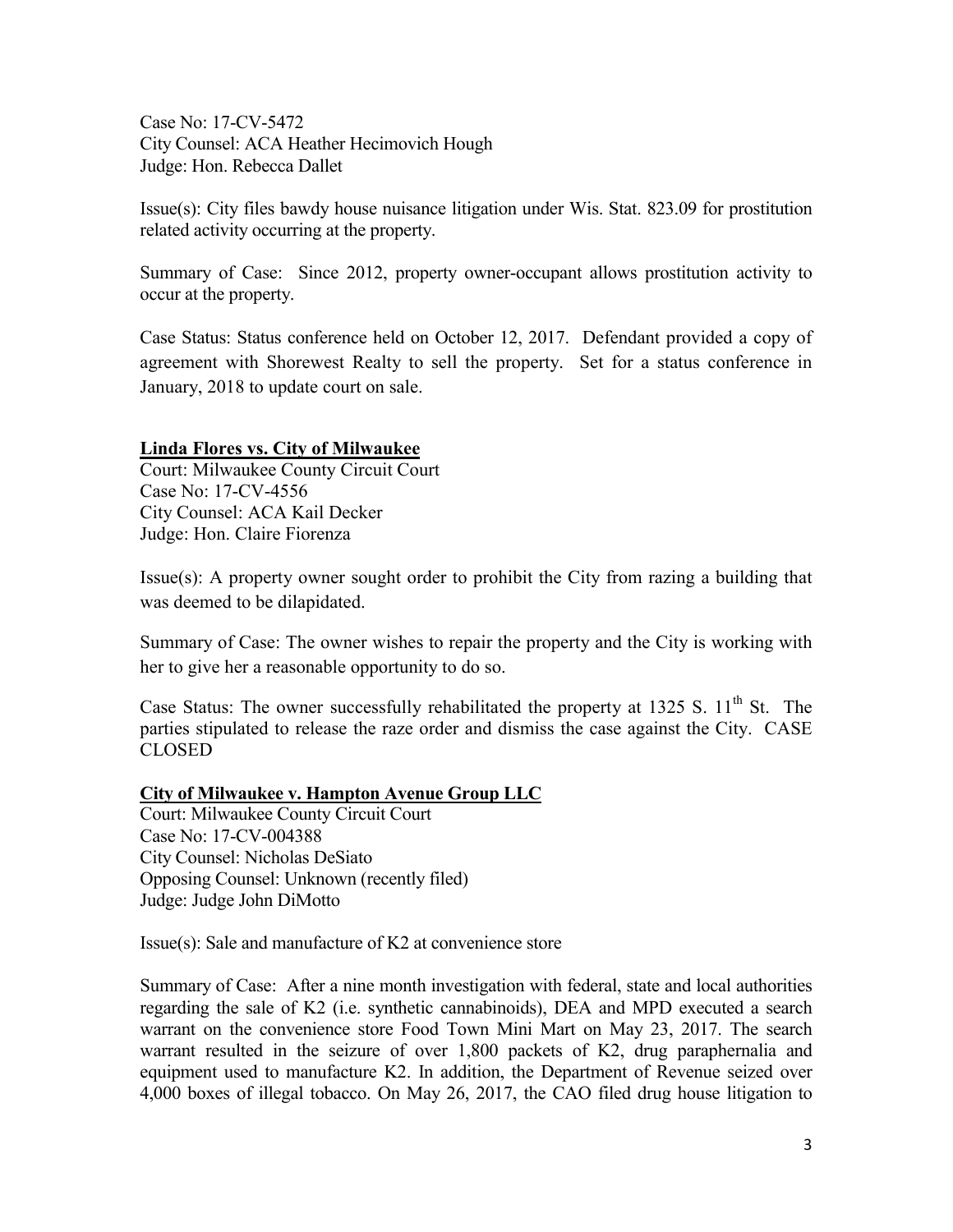Case No: 17-CV-5472
City Counsel: ACA Heather Hecimovich Hough
Judge: Hon. Rebecca Dallet

Issue(s): City files bawdy house nuisance litigation under Wis. Stat. 823.09 for prostitution related activity occurring at the property.

Summary of Case: Since 2012, property owner-occupant allows prostitution activity to occur at the property.

Case Status: Status conference held on October 12, 2017. Defendant provided a copy of agreement with Shorewest Realty to sell the property. Set for a status conference in January, 2018 to update court on sale.

**Linda Flores vs. City of Milwaukee**

Court: Milwaukee County Circuit Court
Case No: 17-CV-4556
City Counsel: ACA Kail Decker
Judge: Hon. Claire Fiorenza

Issue(s): A property owner sought order to prohibit the City from razing a building that was deemed to be dilapidated.

Summary of Case: The owner wishes to repair the property and the City is working with her to give her a reasonable opportunity to do so.

Case Status: The owner successfully rehabilitated the property at 1325 S. 11th St. The parties stipulated to release the raze order and dismiss the case against the City. CASE CLOSED

**City of Milwaukee v. Hampton Avenue Group LLC**

Court: Milwaukee County Circuit Court
Case No: 17-CV-004388
City Counsel: Nicholas DeSiato
Opposing Counsel: Unknown (recently filed)
Judge: Judge John DiMotto

Issue(s): Sale and manufacture of K2 at convenience store

Summary of Case: After a nine month investigation with federal, state and local authorities regarding the sale of K2 (i.e. synthetic cannabinoids), DEA and MPD executed a search warrant on the convenience store Food Town Mini Mart on May 23, 2017. The search warrant resulted in the seizure of over 1,800 packets of K2, drug paraphernalia and equipment used to manufacture K2. In addition, the Department of Revenue seized over 4,000 boxes of illegal tobacco. On May 26, 2017, the CAO filed drug house litigation to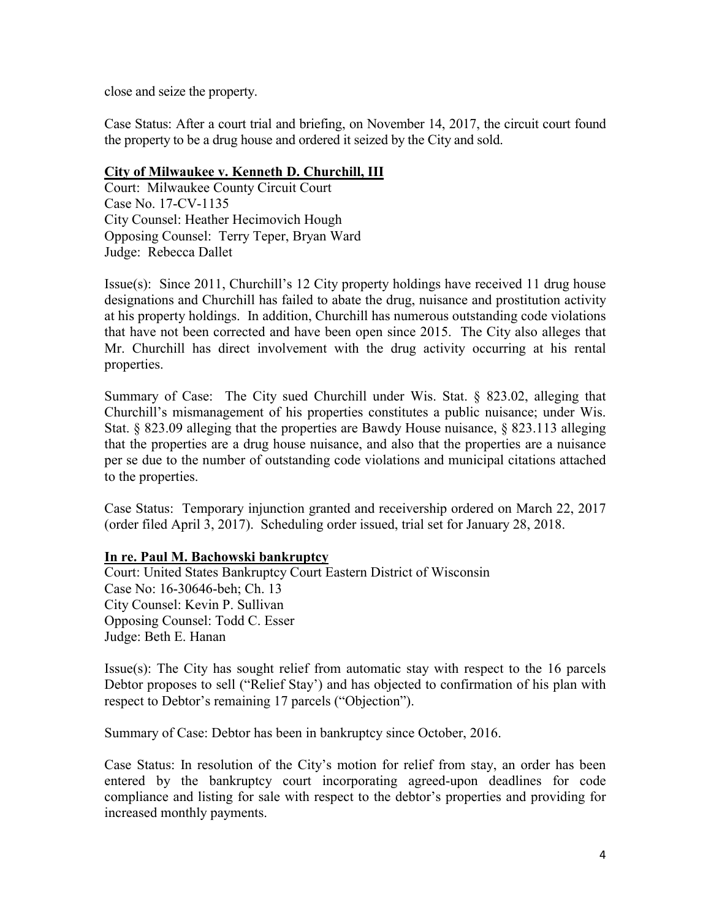close and seize the property.

Case Status: After a court trial and briefing, on November 14, 2017, the circuit court found the property to be a drug house and ordered it seized by the City and sold.

**City of Milwaukee v. Kenneth D. Churchill, III**

Court: Milwaukee County Circuit Court
Case No. 17-CV-1135
City Counsel: Heather Hecimovich Hough
Opposing Counsel: Terry Teper, Bryan Ward
Judge: Rebecca Dallet

Issue(s): Since 2011, Churchill's 12 City property holdings have received 11 drug house designations and Churchill has failed to abate the drug, nuisance and prostitution activity at his property holdings. In addition, Churchill has numerous outstanding code violations that have not been corrected and have been open since 2015. The City also alleges that Mr. Churchill has direct involvement with the drug activity occurring at his rental properties.

Summary of Case: The City sued Churchill under Wis. Stat. § 823.02, alleging that Churchill's mismanagement of his properties constitutes a public nuisance; under Wis. Stat. § 823.09 alleging that the properties are Bawdy House nuisance, § 823.113 alleging that the properties are a drug house nuisance, and also that the properties are a nuisance per se due to the number of outstanding code violations and municipal citations attached to the properties.

Case Status: Temporary injunction granted and receivership ordered on March 22, 2017 (order filed April 3, 2017). Scheduling order issued, trial set for January 28, 2018.

**In re. Paul M. Bachowski bankruptcy**

Court: United States Bankruptcy Court Eastern District of Wisconsin
Case No: 16-30646-beh; Ch. 13
City Counsel: Kevin P. Sullivan
Opposing Counsel: Todd C. Esser
Judge: Beth E. Hanan

Issue(s): The City has sought relief from automatic stay with respect to the 16 parcels Debtor proposes to sell ("Relief Stay') and has objected to confirmation of his plan with respect to Debtor's remaining 17 parcels ("Objection").

Summary of Case: Debtor has been in bankruptcy since October, 2016.

Case Status: In resolution of the City's motion for relief from stay, an order has been entered by the bankruptcy court incorporating agreed-upon deadlines for code compliance and listing for sale with respect to the debtor's properties and providing for increased monthly payments.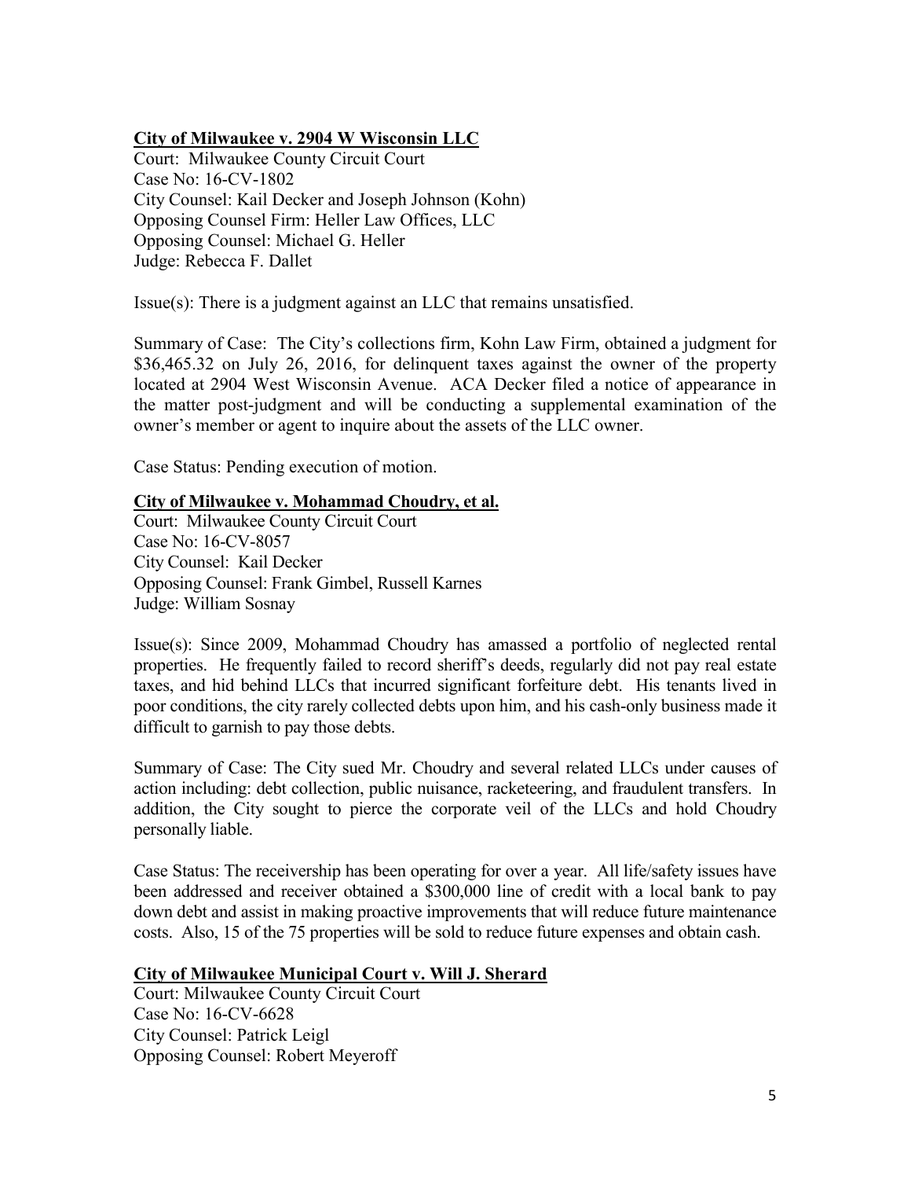**<u>City of Milwaukee v. 2904 W Wisconsin LLC</u>**

Court: Milwaukee County Circuit Court
Case No: 16-CV-1802
City Counsel: Kail Decker and Joseph Johnson (Kohn)
Opposing Counsel Firm: Heller Law Offices, LLC
Opposing Counsel: Michael G. Heller
Judge: Rebecca F. Dallet

Issue(s): There is a judgment against an LLC that remains unsatisfied.

Summary of Case: The City's collections firm, Kohn Law Firm, obtained a judgment for \$36,465.32 on July 26, 2016, for delinquent taxes against the owner of the property located at 2904 West Wisconsin Avenue. ACA Decker filed a notice of appearance in the matter post-judgment and will be conducting a supplemental examination of the owner's member or agent to inquire about the assets of the LLC owner.

Case Status: Pending execution of motion.

**<u>City of Milwaukee v. Mohammad Choudry, et al.</u>**

Court: Milwaukee County Circuit Court
Case No: 16-CV-8057
City Counsel: Kail Decker
Opposing Counsel: Frank Gimbel, Russell Karnes
Judge: William Sosnay

Issue(s): Since 2009, Mohammad Choudry has amassed a portfolio of neglected rental properties. He frequently failed to record sheriff's deeds, regularly did not pay real estate taxes, and hid behind LLCs that incurred significant forfeiture debt. His tenants lived in poor conditions, the city rarely collected debts upon him, and his cash-only business made it difficult to garnish to pay those debts.

Summary of Case: The City sued Mr. Choudry and several related LLCs under causes of action including: debt collection, public nuisance, racketeering, and fraudulent transfers. In addition, the City sought to pierce the corporate veil of the LLCs and hold Choudry personally liable.

Case Status: The receivership has been operating for over a year. All life/safety issues have been addressed and receiver obtained a \$300,000 line of credit with a local bank to pay down debt and assist in making proactive improvements that will reduce future maintenance costs. Also, 15 of the 75 properties will be sold to reduce future expenses and obtain cash.

**<u>City of Milwaukee Municipal Court v. Will J. Sherard</u>**

Court: Milwaukee County Circuit Court
Case No: 16-CV-6628
City Counsel: Patrick Leigl
Opposing Counsel: Robert Meyeroff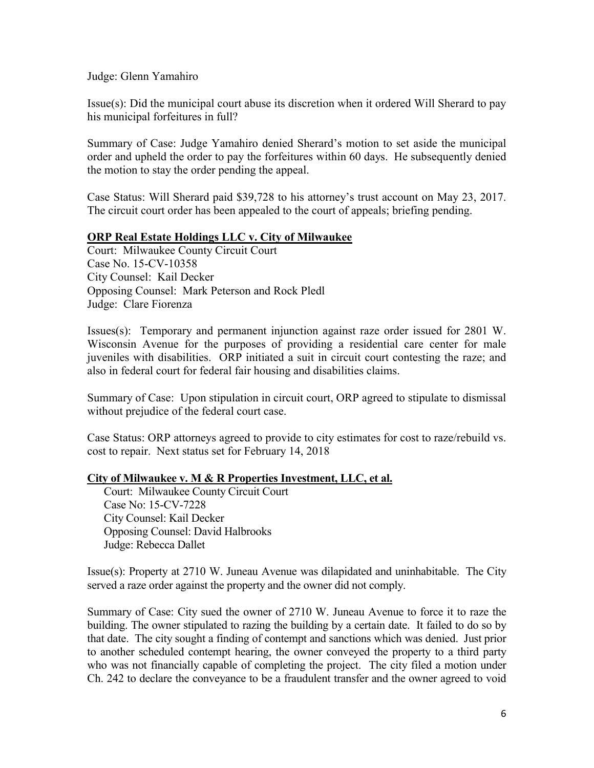Judge: Glenn Yamahiro

Issue(s): Did the municipal court abuse its discretion when it ordered Will Sherard to pay his municipal forfeitures in full?

Summary of Case: Judge Yamahiro denied Sherard's motion to set aside the municipal order and upheld the order to pay the forfeitures within 60 days. He subsequently denied the motion to stay the order pending the appeal.

Case Status: Will Sherard paid $39,728 to his attorney's trust account on May 23, 2017. The circuit court order has been appealed to the court of appeals; briefing pending.

**ORP Real Estate Holdings LLC v. City of Milwaukee**

Court: Milwaukee County Circuit Court
Case No. 15-CV-10358
City Counsel: Kail Decker
Opposing Counsel: Mark Peterson and Rock Pledl
Judge: Clare Fiorenza

Issues(s): Temporary and permanent injunction against raze order issued for 2801 W. Wisconsin Avenue for the purposes of providing a residential care center for male juveniles with disabilities. ORP initiated a suit in circuit court contesting the raze; and also in federal court for federal fair housing and disabilities claims.

Summary of Case: Upon stipulation in circuit court, ORP agreed to stipulate to dismissal without prejudice of the federal court case.

Case Status: ORP attorneys agreed to provide to city estimates for cost to raze/rebuild vs. cost to repair. Next status set for February 14, 2018

**City of Milwaukee v. M & R Properties Investment, LLC, et al.**

Court: Milwaukee County Circuit Court
Case No: 15-CV-7228
City Counsel: Kail Decker
Opposing Counsel: David Halbrooks
Judge: Rebecca Dallet

Issue(s): Property at 2710 W. Juneau Avenue was dilapidated and uninhabitable. The City served a raze order against the property and the owner did not comply.

Summary of Case: City sued the owner of 2710 W. Juneau Avenue to force it to raze the building. The owner stipulated to razing the building by a certain date. It failed to do so by that date. The city sought a finding of contempt and sanctions which was denied. Just prior to another scheduled contempt hearing, the owner conveyed the property to a third party who was not financially capable of completing the project. The city filed a motion under Ch. 242 to declare the conveyance to be a fraudulent transfer and the owner agreed to void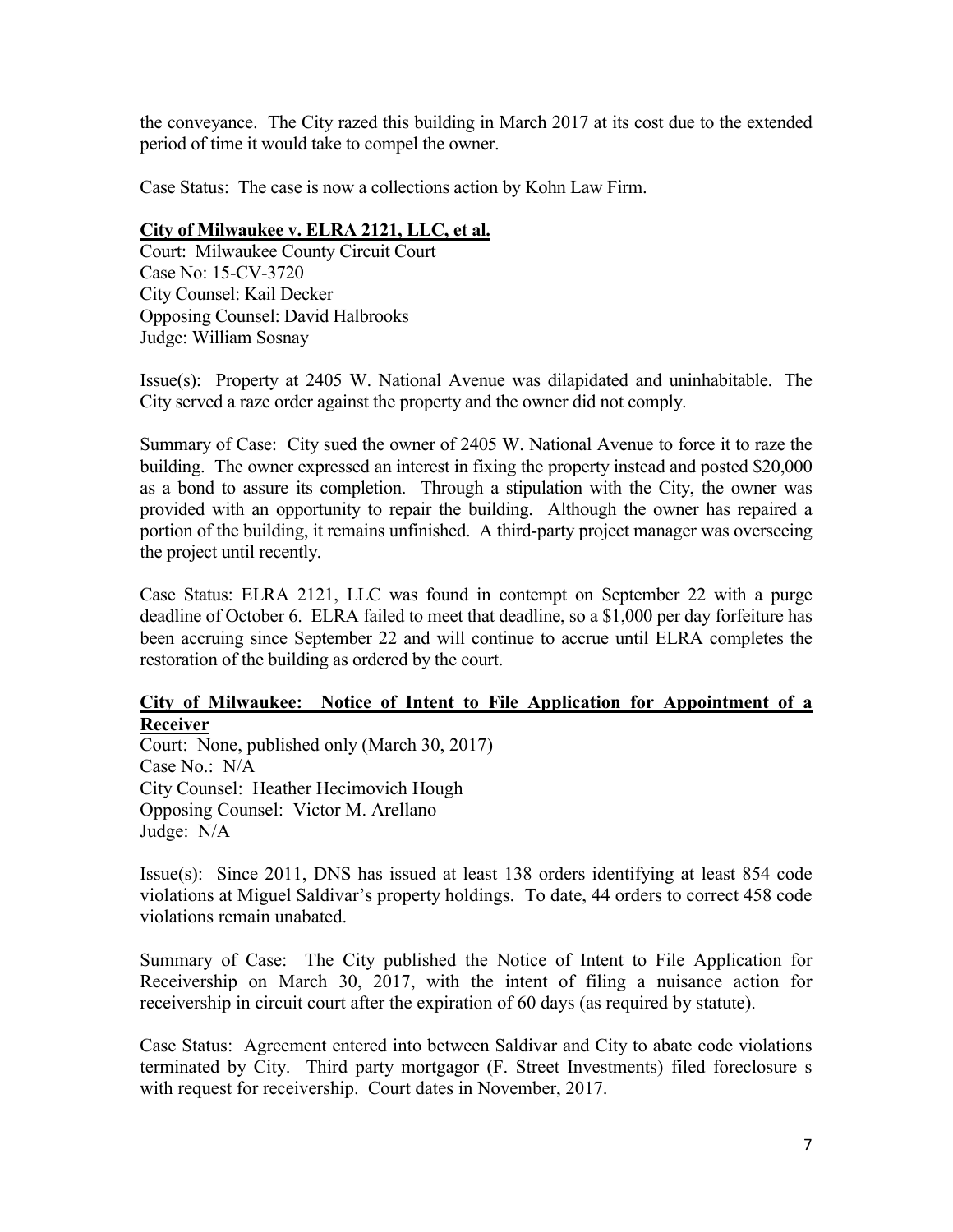the conveyance. The City razed this building in March 2017 at its cost due to the extended period of time it would take to compel the owner.

Case Status: The case is now a collections action by Kohn Law Firm.

**City of Milwaukee v. ELRA 2121, LLC, et al.**

Court: Milwaukee County Circuit Court
Case No: 15-CV-3720
City Counsel: Kail Decker
Opposing Counsel: David Halbrooks
Judge: William Sosnay

Issue(s): Property at 2405 W. National Avenue was dilapidated and uninhabitable. The City served a raze order against the property and the owner did not comply.

Summary of Case: City sued the owner of 2405 W. National Avenue to force it to raze the building. The owner expressed an interest in fixing the property instead and posted $20,000 as a bond to assure its completion. Through a stipulation with the City, the owner was provided with an opportunity to repair the building. Although the owner has repaired a portion of the building, it remains unfinished. A third-party project manager was overseeing the project until recently.

Case Status: ELRA 2121, LLC was found in contempt on September 22 with a purge deadline of October 6. ELRA failed to meet that deadline, so a $1,000 per day forfeiture has been accruing since September 22 and will continue to accrue until ELRA completes the restoration of the building as ordered by the court.

**City of Milwaukee: Notice of Intent to File Application for Appointment of a Receiver**

Court: None, published only (March 30, 2017)
Case No.: N/A
City Counsel: Heather Hecimovich Hough
Opposing Counsel: Victor M. Arellano
Judge: N/A

Issue(s): Since 2011, DNS has issued at least 138 orders identifying at least 854 code violations at Miguel Saldivar's property holdings. To date, 44 orders to correct 458 code violations remain unabated.

Summary of Case: The City published the Notice of Intent to File Application for Receivership on March 30, 2017, with the intent of filing a nuisance action for receivership in circuit court after the expiration of 60 days (as required by statute).

Case Status: Agreement entered into between Saldivar and City to abate code violations terminated by City. Third party mortgagor (F. Street Investments) filed foreclosure s with request for receivership. Court dates in November, 2017.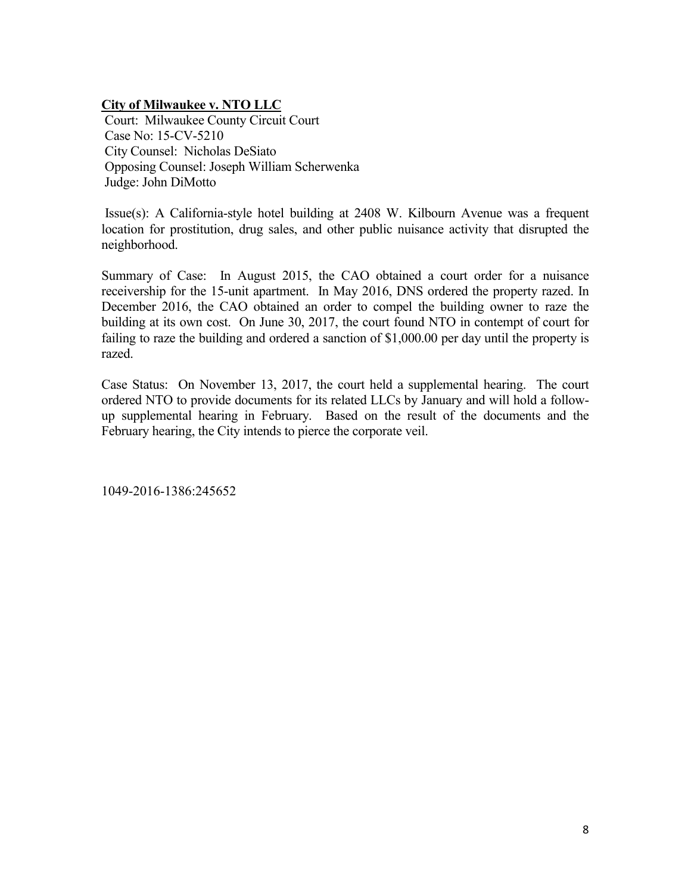**City of Milwaukee v. NTO LLC**

Court: Milwaukee County Circuit Court
Case No: 15-CV-5210
City Counsel: Nicholas DeSiato
Opposing Counsel: Joseph William Scherwenka
Judge: John DiMotto

Issue(s): A California-style hotel building at 2408 W. Kilbourn Avenue was a frequent location for prostitution, drug sales, and other public nuisance activity that disrupted the neighborhood.

Summary of Case: In August 2015, the CAO obtained a court order for a nuisance receivership for the 15-unit apartment. In May 2016, DNS ordered the property razed. In December 2016, the CAO obtained an order to compel the building owner to raze the building at its own cost. On June 30, 2017, the court found NTO in contempt of court for failing to raze the building and ordered a sanction of $1,000.00 per day until the property is razed.

Case Status: On November 13, 2017, the court held a supplemental hearing. The court ordered NTO to provide documents for its related LLCs by January and will hold a follow-up supplemental hearing in February. Based on the result of the documents and the February hearing, the City intends to pierce the corporate veil.

1049-2016-1386:245652